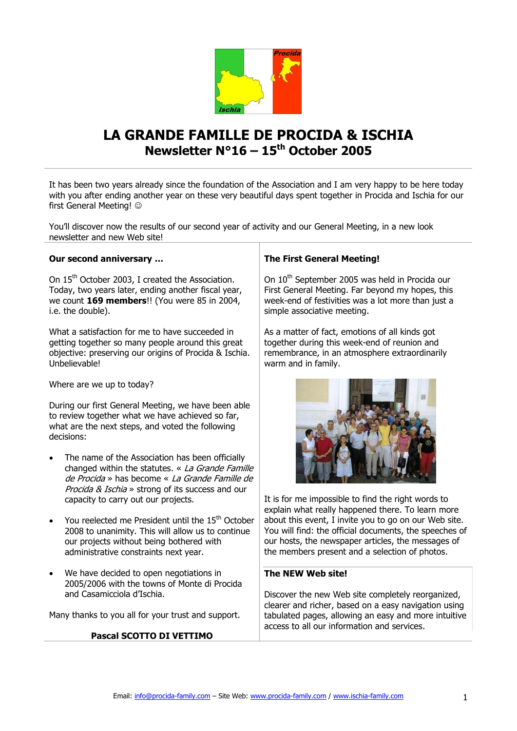# LA GRANDE FAMILLE DE PROCIDA & ISCHIA

## Newsletter N°16 – 15th October 2005

It has been two years already since the foundation of the Association and I am very happy to be here today with you after ending another year on these very beautiful days spent together in Procida and Ischia for our first General Meeting! ☺

You'll discover now the results of our second year of activity and our General Meeting, in a new look newsletter and new Web site!

### Our second anniversary …

On 15th October 2003, I created the Association. Today, two years later, ending another fiscal year, we count **169 members**!! (You were 85 in 2004, i.e. the double).

What a satisfaction for me to have succeeded in getting together so many people around this great objective: preserving our origins of Procida & Ischia. Unbelievable!

Where are we up to today?

During our first General Meeting, we have been able to review together what we have achieved so far, what are the next steps, and voted the following decisions:

- The name of the Association has been officially changed within the statutes. « *La Grande Famille de Procida* » has become « *La Grande Famille de Procida & Ischia* » strong of its success and our capacity to carry out our projects.
- You reelected me President until the 15th October 2008 to unanimity. This will allow us to continue our projects without being bothered with administrative constraints next year.
- We have decided to open negotiations in 2005/2006 with the towns of Monte di Procida and Casamicciola d'Ischia.

Many thanks to you all for your trust and support.

**Pascal SCOTTO DI VETTIMO**

### The First General Meeting!

On 10th September 2005 was held in Procida our First General Meeting. Far beyond my hopes, this week-end of festivities was a lot more than just a simple associative meeting.

As a matter of fact, emotions of all kinds got together during this week-end of reunion and remembrance, in an atmosphere extraordinarily warm and in family.

It is for me impossible to find the right words to explain what really happened there. To learn more about this event, I invite you to go on our Web site. You will find: the official documents, the speeches of our hosts, the newspaper articles, the messages of the members present and a selection of photos.

### The NEW Web site!

Discover the new Web site completely reorganized, clearer and richer, based on a easy navigation using tabulated pages, allowing an easy and more intuitive access to all our information and services.

Email: info@procida-family.com – Site Web: www.procida-family.com / www.ischia-family.com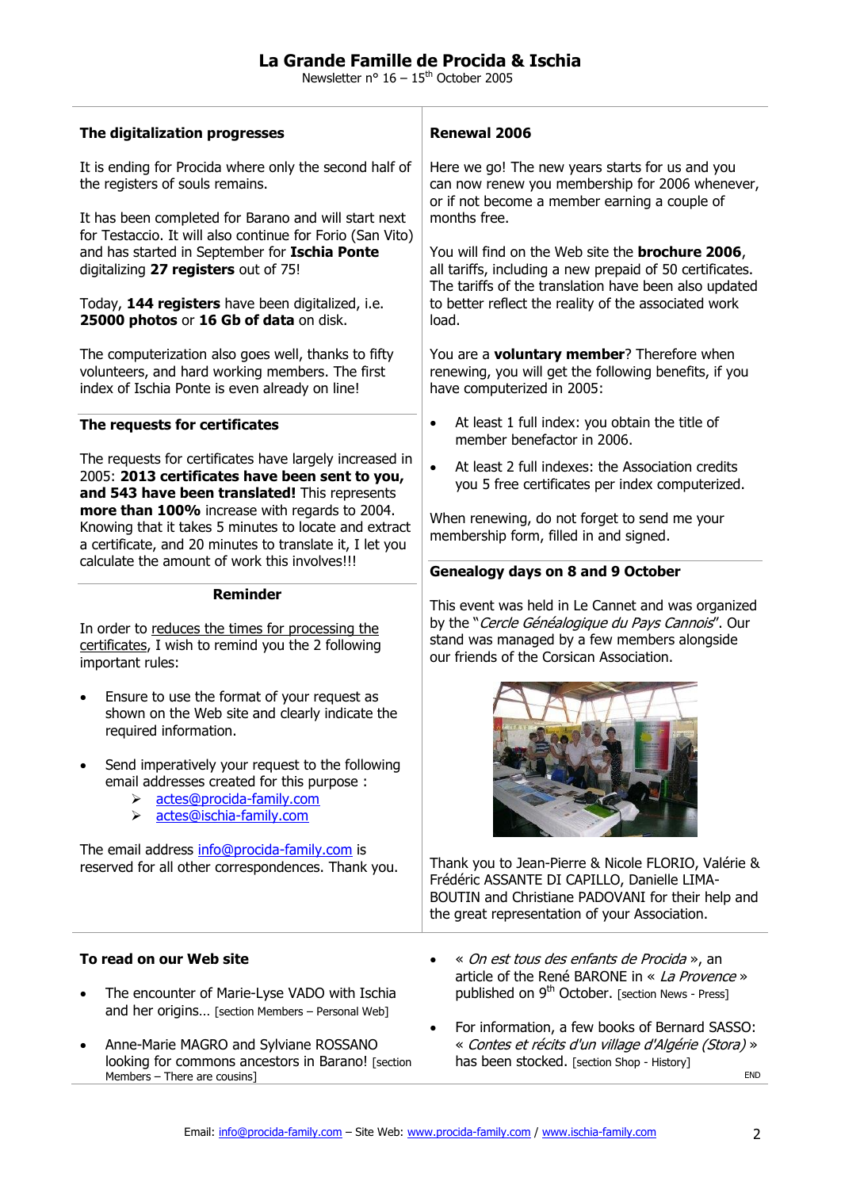# La Grande Famille de Procida & Ischia

Newsletter n° 16 – 15th October 2005

## The digitalization progresses

It is ending for Procida where only the second half of the registers of souls remains.

It has been completed for Barano and will start next for Testaccio. It will also continue for Forio (San Vito) and has started in September for **Ischia Ponte** digitalizing **27 registers** out of 75!

Today, **144 registers** have been digitalized, i.e. **25000 photos** or **16 Gb of data** on disk.

The computerization also goes well, thanks to fifty volunteers, and hard working members. The first index of Ischia Ponte is even already on line!

## The requests for certificates

The requests for certificates have largely increased in 2005: **2013 certificates have been sent to you, and 543 have been translated!** This represents **more than 100%** increase with regards to 2004. Knowing that it takes 5 minutes to locate and extract a certificate, and 20 minutes to translate it, I let you calculate the amount of work this involves!!!

## Reminder

In order to reduces the times for processing the certificates, I wish to remind you the 2 following important rules:

- Ensure to use the format of your request as shown on the Web site and clearly indicate the required information.
- Send imperatively your request to the following email addresses created for this purpose :
  - actes@procida-family.com
  - actes@ischia-family.com

The email address info@procida-family.com is reserved for all other correspondences. Thank you.

## Renewal 2006

Here we go! The new years starts for us and you can now renew you membership for 2006 whenever, or if not become a member earning a couple of months free.

You will find on the Web site the **brochure 2006**, all tariffs, including a new prepaid of 50 certificates. The tariffs of the translation have been also updated to better reflect the reality of the associated work load.

You are a **voluntary member**? Therefore when renewing, you will get the following benefits, if you have computerized in 2005:

- At least 1 full index: you obtain the title of member benefactor in 2006.
- At least 2 full indexes: the Association credits you 5 free certificates per index computerized.

When renewing, do not forget to send me your membership form, filled in and signed.

## Genealogy days on 8 and 9 October

This event was held in Le Cannet and was organized by the "*Cercle Généalogique du Pays Cannois*". Our stand was managed by a few members alongside our friends of the Corsican Association.

Thank you to Jean-Pierre & Nicole FLORIO, Valérie & Frédéric ASSANTE DI CAPILLO, Danielle LIMA-BOUTIN and Christiane PADOVANI for their help and the great representation of your Association.

## To read on our Web site

- The encounter of Marie-Lyse VADO with Ischia and her origins… [section Members – Personal Web]
- Anne-Marie MAGRO and Sylviane ROSSANO looking for commons ancestors in Barano! [section Members – There are cousins]
- « *On est tous des enfants de Procida* », an article of the René BARONE in « *La Provence* » published on 9th October. [section News - Press]
- For information, a few books of Bernard SASSO: « *Contes et récits d'un village d'Algérie (Stora)* » has been stocked. [section Shop - History]

END

Email: info@procida-family.com – Site Web: www.procida-family.com / www.ischia-family.com